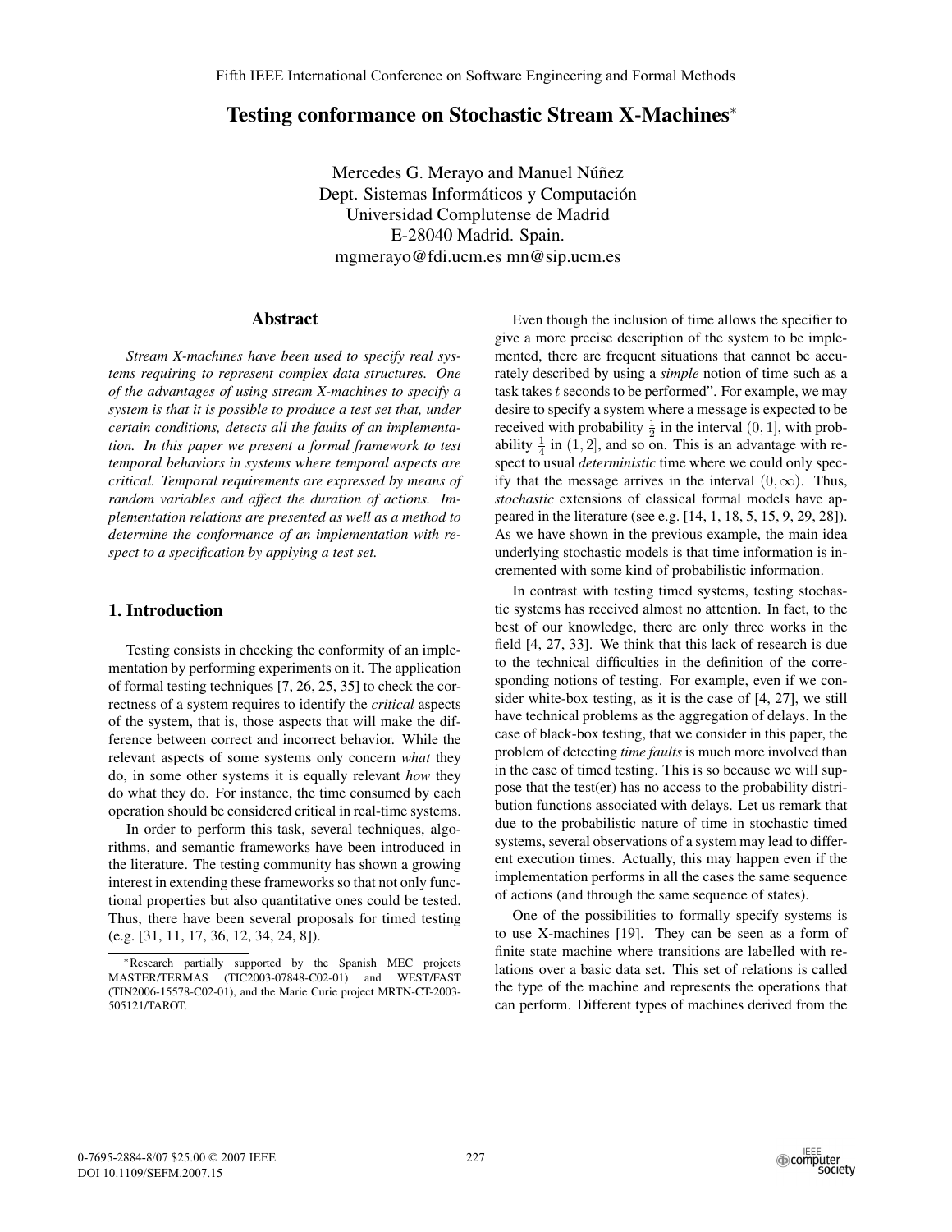Fifth IEEE International Conference on Software Engineering and Formal Methods

# Testing conformance on Stochastic Stream X-Machines*

Mercedes G. Merayo and Manuel Núñez
Dept. Sistemas Informáticos y Computación
Universidad Complutense de Madrid
E-28040 Madrid. Spain.
mgmerayo@fdi.ucm.es mn@sip.ucm.es

## Abstract

*Stream X-machines have been used to specify real systems requiring to represent complex data structures. One of the advantages of using stream X-machines to specify a system is that it is possible to produce a test set that, under certain conditions, detects all the faults of an implementation. In this paper we present a formal framework to test temporal behaviors in systems where temporal aspects are critical. Temporal requirements are expressed by means of random variables and affect the duration of actions. Implementation relations are presented as well as a method to determine the conformance of an implementation with respect to a specification by applying a test set.*

## 1. Introduction

Testing consists in checking the conformity of an implementation by performing experiments on it. The application of formal testing techniques [7, 26, 25, 35] to check the correctness of a system requires to identify the *critical* aspects of the system, that is, those aspects that will make the difference between correct and incorrect behavior. While the relevant aspects of some systems only concern *what* they do, in some other systems it is equally relevant *how* they do what they do. For instance, the time consumed by each operation should be considered critical in real-time systems.

In order to perform this task, several techniques, algorithms, and semantic frameworks have been introduced in the literature. The testing community has shown a growing interest in extending these frameworks so that not only functional properties but also quantitative ones could be tested. Thus, there have been several proposals for timed testing (e.g. [31, 11, 17, 36, 12, 34, 24, 8]).

*Research partially supported by the Spanish MEC projects MASTER/TERMAS (TIC2003-07848-C02-01) and WEST/FAST (TIN2006-15578-C02-01), and the Marie Curie project MRTN-CT-2003-505121/TAROT.

Even though the inclusion of time allows the specifier to give a more precise description of the system to be implemented, there are frequent situations that cannot be accurately described by using a *simple* notion of time such as a task takes $t$ seconds to be performed". For example, we may desire to specify a system where a message is expected to be received with probability $\frac{1}{2}$ in the interval $(0, 1]$, with probability $\frac{1}{4}$ in $(1, 2]$, and so on. This is an advantage with respect to usual *deterministic* time where we could only specify that the message arrives in the interval $(0, \infty)$. Thus, *stochastic* extensions of classical formal models have appeared in the literature (see e.g. [14, 1, 18, 5, 15, 9, 29, 28]). As we have shown in the previous example, the main idea underlying stochastic models is that time information is incremented with some kind of probabilistic information.

In contrast with testing timed systems, testing stochastic systems has received almost no attention. In fact, to the best of our knowledge, there are only three works in the field [4, 27, 33]. We think that this lack of research is due to the technical difficulties in the definition of the corresponding notions of testing. For example, even if we consider white-box testing, as it is the case of [4, 27], we still have technical problems as the aggregation of delays. In the case of black-box testing, that we consider in this paper, the problem of detecting *time faults* is much more involved than in the case of timed testing. This is so because we will suppose that the test(er) has no access to the probability distribution functions associated with delays. Let us remark that due to the probabilistic nature of time in stochastic timed systems, several observations of a system may lead to different execution times. Actually, this may happen even if the implementation performs in all the cases the same sequence of actions (and through the same sequence of states).

One of the possibilities to formally specify systems is to use X-machines [19]. They can be seen as a form of finite state machine where transitions are labelled with relations over a basic data set. This set of relations is called the type of the machine and represents the operations that can perform. Different types of machines derived from the

0-7695-2884-8/07 $25.00 © 2007 IEEE
DOI 10.1109/SEFM.2007.15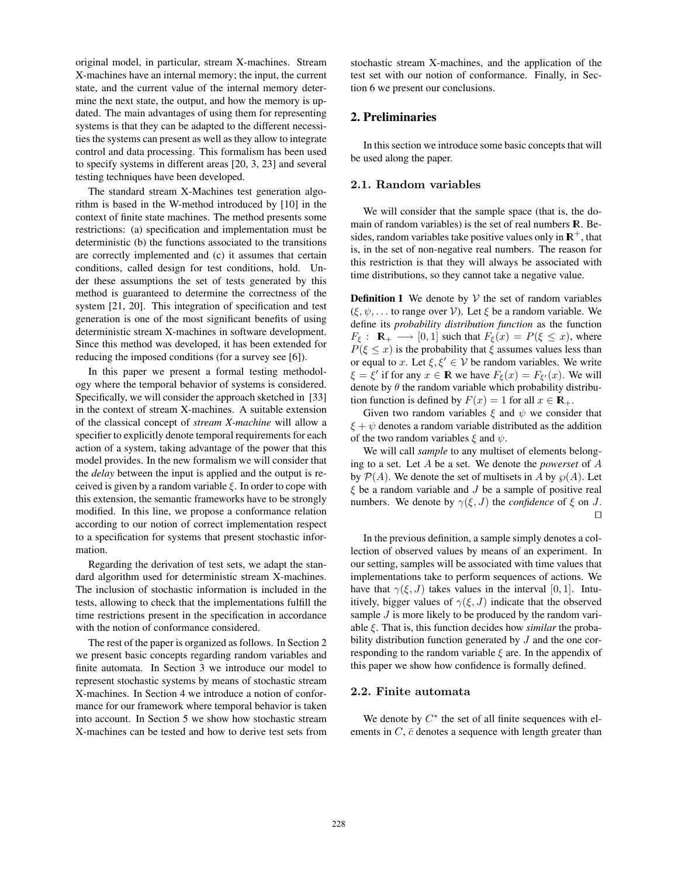original model, in particular, stream X-machines. Stream X-machines have an internal memory; the input, the current state, and the current value of the internal memory determine the next state, the output, and how the memory is updated. The main advantages of using them for representing systems is that they can be adapted to the different necessities the systems can present as well as they allow to integrate control and data processing. This formalism has been used to specify systems in different areas [20, 3, 23] and several testing techniques have been developed.

The standard stream X-Machines test generation algorithm is based in the W-method introduced by [10] in the context of finite state machines. The method presents some restrictions: (a) specification and implementation must be deterministic (b) the functions associated to the transitions are correctly implemented and (c) it assumes that certain conditions, called design for test conditions, hold. Under these assumptions the set of tests generated by this method is guaranteed to determine the correctness of the system [21, 20]. This integration of specification and test generation is one of the most significant benefits of using deterministic stream X-machines in software development. Since this method was developed, it has been extended for reducing the imposed conditions (for a survey see [6]).

In this paper we present a formal testing methodology where the temporal behavior of systems is considered. Specifically, we will consider the approach sketched in [33] in the context of stream X-machines. A suitable extension of the classical concept of *stream X-machine* will allow a specifier to explicitly denote temporal requirements for each action of a system, taking advantage of the power that this model provides. In the new formalism we will consider that the *delay* between the input is applied and the output is received is given by a random variable $\xi$. In order to cope with this extension, the semantic frameworks have to be strongly modified. In this line, we propose a conformance relation according to our notion of correct implementation respect to a specification for systems that present stochastic information.

Regarding the derivation of test sets, we adapt the standard algorithm used for deterministic stream X-machines. The inclusion of stochastic information is included in the tests, allowing to check that the implementations fulfill the time restrictions present in the specification in accordance with the notion of conformance considered.

The rest of the paper is organized as follows. In Section 2 we present basic concepts regarding random variables and finite automata. In Section 3 we introduce our model to represent stochastic systems by means of stochastic stream X-machines. In Section 4 we introduce a notion of conformance for our framework where temporal behavior is taken into account. In Section 5 we show how stochastic stream X-machines can be tested and how to derive test sets from stochastic stream X-machines, and the application of the test set with our notion of conformance. Finally, in Section 6 we present our conclusions.

## 2. Preliminaries

In this section we introduce some basic concepts that will be used along the paper.

### 2.1. Random variables

We will consider that the sample space (that is, the domain of random variables) is the set of real numbers $\mathbf{R}$. Besides, random variables take positive values only in $\mathbf{R}^+$, that is, in the set of non-negative real numbers. The reason for this restriction is that they will always be associated with time distributions, so they cannot take a negative value.

**Definition 1** We denote by $\mathcal{V}$ the set of random variables ($\xi, \psi, \ldots$ to range over $\mathcal{V}$). Let $\xi$ be a random variable. We define its *probability distribution function* as the function $F_\xi : \mathbf{R}_+ \longrightarrow [0,1]$ such that $F_\xi(x) = P(\xi \leq x)$, where $P(\xi \leq x)$ is the probability that $\xi$ assumes values less than or equal to $x$. Let $\xi, \xi' \in \mathcal{V}$ be random variables. We write $\xi = \xi'$ if for any $x \in \mathbf{R}$ we have $F_\xi(x) = F_{\xi'}(x)$. We will denote by $\theta$ the random variable which probability distribution function is defined by $F(x) = 1$ for all $x \in \mathbf{R}_+$.

Given two random variables $\xi$ and $\psi$ we consider that $\xi + \psi$ denotes a random variable distributed as the addition of the two random variables $\xi$ and $\psi$.

We will call *sample* to any multiset of elements belonging to a set. Let $A$ be a set. We denote the *powerset* of $A$ by $\mathcal{P}(A)$. We denote the set of multisets in $A$ by $\wp(A)$. Let $\xi$ be a random variable and $J$ be a sample of positive real numbers. We denote by $\gamma(\xi, J)$ the *confidence* of $\xi$ on $J$. $\square$

In the previous definition, a sample simply denotes a collection of observed values by means of an experiment. In our setting, samples will be associated with time values that implementations take to perform sequences of actions. We have that $\gamma(\xi, J)$ takes values in the interval $[0, 1]$. Intuitively, bigger values of $\gamma(\xi, J)$ indicate that the observed sample $J$ is more likely to be produced by the random variable $\xi$. That is, this function decides how *similar* the probability distribution function generated by $J$ and the one corresponding to the random variable $\xi$ are. In the appendix of this paper we show how confidence is formally defined.

### 2.2. Finite automata

We denote by $C^*$ the set of all finite sequences with elements in $C$, $\bar{c}$ denotes a sequence with length greater than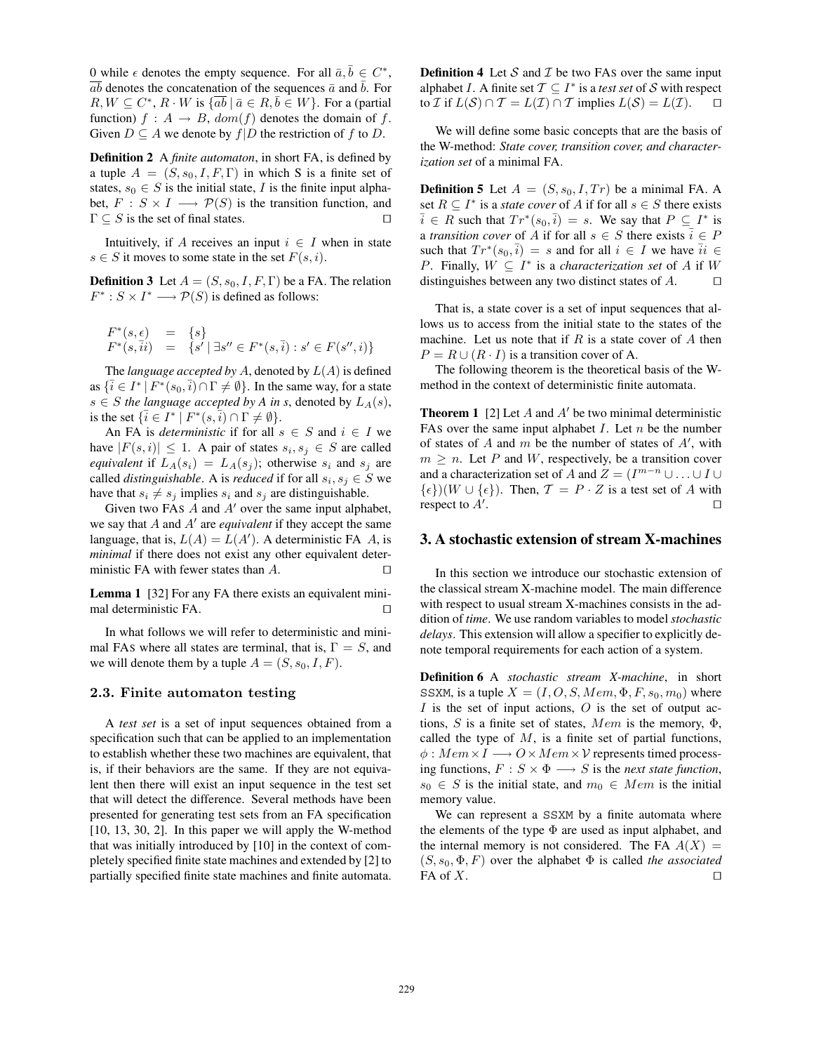0 while $\epsilon$ denotes the empty sequence. For all $\bar{a}, \bar{b} \in C^*$, $\overline{ab}$ denotes the concatenation of the sequences $\bar{a}$ and $\bar{b}$. For $R, W \subseteq C^*$, $R \cdot W$ is $\{\overline{ab} \mid \bar{a} \in R, \bar{b} \in W\}$. For a (partial function) $f : A \rightarrow B$, $dom(f)$ denotes the domain of $f$. Given $D \subseteq A$ we denote by $f|D$ the restriction of $f$ to $D$.

**Definition 2** A *finite automaton*, in short FA, is defined by a tuple $A = (S, s_0, I, F, \Gamma)$ in which S is a finite set of states, $s_0 \in S$ is the initial state, $I$ is the finite input alphabet, $F : S \times I \longrightarrow \mathcal{P}(S)$ is the transition function, and $\Gamma \subseteq S$ is the set of final states. ◻

Intuitively, if $A$ receives an input $i \in I$ when in state $s \in S$ it moves to some state in the set $F(s, i)$.

**Definition 3** Let $A = (S, s_0, I, F, \Gamma)$ be a FA. The relation $F^* : S \times I^* \longrightarrow \mathcal{P}(S)$ is defined as follows:

$$
\begin{array}{lcl}
F^*(s, \epsilon) & = & \{s\} \\
F^*(s, \bar{i}i) & = & \{s' \mid \exists s'' \in F^*(s, \bar{i}) : s' \in F(s'', i)\}
\end{array}
$$

The *language accepted by* $A$, denoted by $L(A)$ is defined as $\{\bar{i} \in I^* \mid F^*(s_0, \bar{i}) \cap \Gamma \neq \emptyset\}$. In the same way, for a state $s \in S$ *the language accepted by A in s*, denoted by $L_A(s)$, is the set $\{\bar{i} \in I^* \mid F^*(s, \bar{i}) \cap \Gamma \neq \emptyset\}$.

An FA is *deterministic* if for all $s \in S$ and $i \in I$ we have $|F(s, i)| \leq 1$. A pair of states $s_i, s_j \in S$ are called *equivalent* if $L_A(s_i) = L_A(s_j)$; otherwise $s_i$ and $s_j$ are called *distinguishable*. A is *reduced* if for all $s_i, s_j \in S$ we have that $s_i \neq s_j$ implies $s_i$ and $s_j$ are distinguishable.

Given two FAs $A$ and $A'$ over the same input alphabet, we say that $A$ and $A'$ are *equivalent* if they accept the same language, that is, $L(A) = L(A')$. A deterministic FA $A$, is *minimal* if there does not exist any other equivalent deterministic FA with fewer states than $A$. ◻

**Lemma 1** [32] For any FA there exists an equivalent minimal deterministic FA. ◻

In what follows we will refer to deterministic and minimal FAs where all states are terminal, that is, $\Gamma = S$, and we will denote them by a tuple $A = (S, s_0, I, F)$.

### 2.3. Finite automaton testing

A *test set* is a set of input sequences obtained from a specification such that can be applied to an implementation to establish whether these two machines are equivalent, that is, if their behaviors are the same. If they are not equivalent then there will exist an input sequence in the test set that will detect the difference. Several methods have been presented for generating test sets from an FA specification [10, 13, 30, 2]. In this paper we will apply the W-method that was initially introduced by [10] in the context of completely specified finite state machines and extended by [2] to partially specified finite state machines and finite automata.

**Definition 4** Let $\mathcal{S}$ and $\mathcal{I}$ be two FAs over the same input alphabet $I$. A finite set $\mathcal{T} \subseteq I^*$ is a *test set* of $\mathcal{S}$ with respect to $\mathcal{I}$ if $L(\mathcal{S}) \cap \mathcal{T} = L(\mathcal{I}) \cap \mathcal{T}$ implies $L(\mathcal{S}) = L(\mathcal{I})$. ◻

We will define some basic concepts that are the basis of the W-method: *State cover, transition cover, and characterization set* of a minimal FA.

**Definition 5** Let $A = (S, s_0, I, Tr)$ be a minimal FA. A set $R \subseteq I^*$ is a *state cover* of $A$ if for all $s \in S$ there exists $\bar{i} \in R$ such that $Tr^*(s_0, \bar{i}) = s$. We say that $P \subseteq I^*$ is a *transition cover* of $A$ if for all $s \in S$ there exists $\bar{i} \in P$ such that $Tr^*(s_0, \bar{i}) = s$ and for all $i \in I$ we have $\bar{i}i \in P$. Finally, $W \subseteq I^*$ is a *characterization set* of $A$ if $W$ distinguishes between any two distinct states of $A$. ◻

That is, a state cover is a set of input sequences that allows us to access from the initial state to the states of the machine. Let us note that if $R$ is a state cover of $A$ then $P = R \cup (R \cdot I)$ is a transition cover of A.

The following theorem is the theoretical basis of the W-method in the context of deterministic finite automata.

**Theorem 1** [2] Let $A$ and $A'$ be two minimal deterministic FAs over the same input alphabet $I$. Let $n$ be the number of states of $A$ and $m$ be the number of states of $A'$, with $m \geq n$. Let $P$ and $W$, respectively, be a transition cover and a characterization set of $A$ and $Z = (I^{m-n} \cup \ldots \cup I \cup \{\epsilon\})(W \cup \{\epsilon\})$. Then, $\mathcal{T} = P \cdot Z$ is a test set of $A$ with respect to $A'$. ◻

## 3. A stochastic extension of stream X-machines

In this section we introduce our stochastic extension of the classical stream X-machine model. The main difference with respect to usual stream X-machines consists in the addition of *time*. We use random variables to model *stochastic delays*. This extension will allow a specifier to explicitly denote temporal requirements for each action of a system.

**Definition 6** A *stochastic stream X-machine*, in short SSXM, is a tuple $X = (I, O, S, Mem, \Phi, F, s_0, m_0)$ where $I$ is the set of input actions, $O$ is the set of output actions, $S$ is a finite set of states, $Mem$ is the memory, $\Phi$, called the type of $M$, is a finite set of partial functions, $\phi : Mem \times I \longrightarrow O \times Mem \times \mathcal{V}$ represents timed processing functions, $F : S \times \Phi \longrightarrow S$ is the *next state function*, $s_0 \in S$ is the initial state, and $m_0 \in Mem$ is the initial memory value.

We can represent a SSXM by a finite automata where the elements of the type $\Phi$ are used as input alphabet, and the internal memory is not considered. The FA $A(X) = (S, s_0, \Phi, F)$ over the alphabet $\Phi$ is called *the associated* FA of $X$. ◻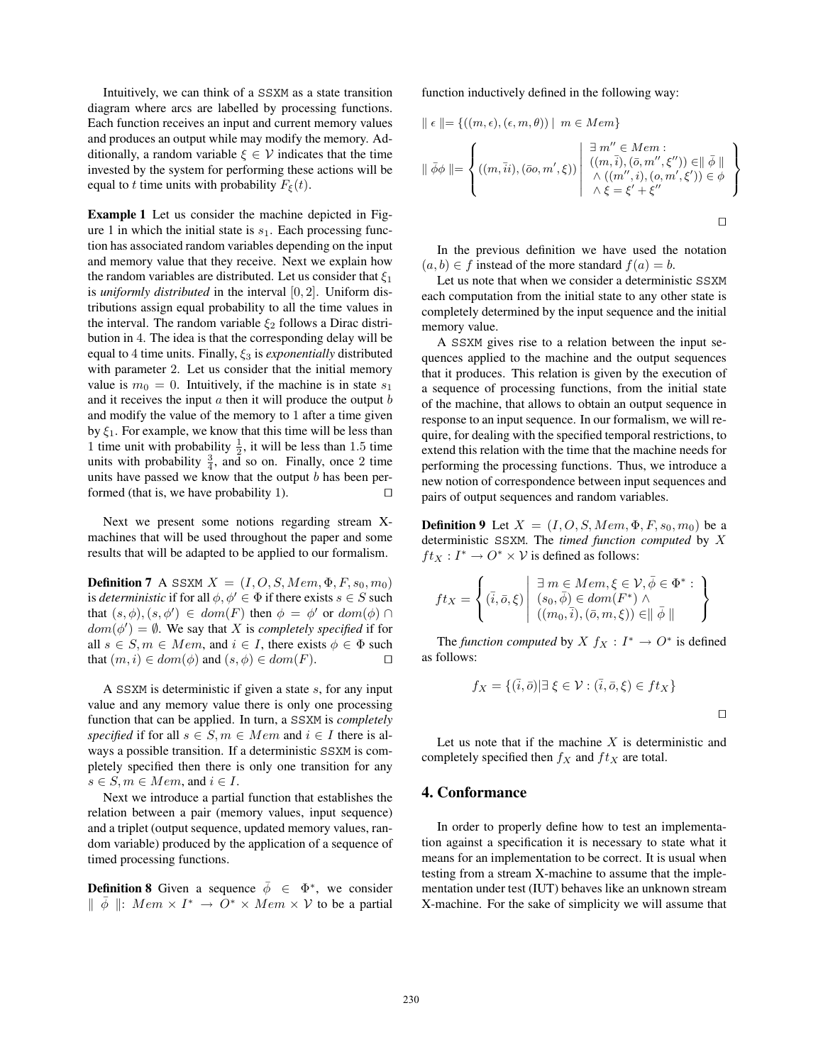Intuitively, we can think of a SSXM as a state transition diagram where arcs are labelled by processing functions. Each function receives an input and current memory values and produces an output while may modify the memory. Additionally, a random variable $\xi \in \mathcal{V}$ indicates that the time invested by the system for performing these actions will be equal to $t$ time units with probability $F_\xi(t)$.

**Example 1** Let us consider the machine depicted in Figure 1 in which the initial state is $s_1$. Each processing function has associated random variables depending on the input and memory value that they receive. Next we explain how the random variables are distributed. Let us consider that $\xi_1$ is *uniformly distributed* in the interval $[0, 2]$. Uniform distributions assign equal probability to all the time values in the interval. The random variable $\xi_2$ follows a Dirac distribution in $4$. The idea is that the corresponding delay will be equal to $4$ time units. Finally, $\xi_3$ is *exponentially* distributed with parameter $2$. Let us consider that the initial memory value is $m_0 = 0$. Intuitively, if the machine is in state $s_1$ and it receives the input $a$ then it will produce the output $b$ and modify the value of the memory to $1$ after a time given by $\xi_1$. For example, we know that this time will be less than $1$ time unit with probability $\frac{1}{2}$, it will be less than $1.5$ time units with probability $\frac{3}{4}$, and so on. Finally, once $2$ time units have passed we know that the output $b$ has been performed (that is, we have probability 1). $\square$

Next we present some notions regarding stream X-machines that will be used throughout the paper and some results that will be adapted to be applied to our formalism.

**Definition 7** A SSXM $X = (I, O, S, Mem, \Phi, F, s_0, m_0)$ is *deterministic* if for all $\phi, \phi' \in \Phi$ if there exists $s \in S$ such that $(s, \phi), (s, \phi') \in dom(F)$ then $\phi = \phi'$ or $dom(\phi) \cap dom(\phi') = \emptyset$. We say that $X$ is *completely specified* if for all $s \in S, m \in Mem$, and $i \in I$, there exists $\phi \in \Phi$ such that $(m, i) \in dom(\phi)$ and $(s, \phi) \in dom(F)$. $\square$

A SSXM is deterministic if given a state $s$, for any input value and any memory value there is only one processing function that can be applied. In turn, a SSXM is *completely specified* if for all $s \in S, m \in Mem$ and $i \in I$ there is always a possible transition. If a deterministic SSXM is completely specified then there is only one transition for any $s \in S, m \in Mem$, and $i \in I$.

Next we introduce a partial function that establishes the relation between a pair (memory values, input sequence) and a triplet (output sequence, updated memory values, random variable) produced by the application of a sequence of timed processing functions.

**Definition 8** Given a sequence $\bar{\phi} \in \Phi^*$, we consider $\parallel \bar{\phi} \parallel: Mem \times I^* \rightarrow O^* \times Mem \times \mathcal{V}$ to be a partial function inductively defined in the following way:

$$\parallel \epsilon \parallel = \{((m, \epsilon), (\epsilon, m, \theta)) \mid m \in Mem\}$$

$$\parallel \bar{\phi}\phi \parallel = \left\{ ((m, \bar{i}i), (\bar{o}o, m', \xi)) \;\middle|\; \begin{array}{l} \exists\, m'' \in Mem : \\ ((m, \bar{i}), (\bar{o}, m'', \xi'')) \in \parallel \bar{\phi} \parallel \\ \wedge\, ((m'', i), (o, m', \xi')) \in \phi \\ \wedge\, \xi = \xi' + \xi'' \end{array} \right\}$$

$\square$

In the previous definition we have used the notation $(a, b) \in f$ instead of the more standard $f(a) = b$.

Let us note that when we consider a deterministic SSXM each computation from the initial state to any other state is completely determined by the input sequence and the initial memory value.

A SSXM gives rise to a relation between the input sequences applied to the machine and the output sequences that it produces. This relation is given by the execution of a sequence of processing functions, from the initial state of the machine, that allows to obtain an output sequence in response to an input sequence. In our formalism, we will require, for dealing with the specified temporal restrictions, to extend this relation with the time that the machine needs for performing the processing functions. Thus, we introduce a new notion of correspondence between input sequences and pairs of output sequences and random variables.

**Definition 9** Let $X = (I, O, S, Mem, \Phi, F, s_0, m_0)$ be a deterministic SSXM. The *timed function computed* by $X$ $ft_X : I^* \rightarrow O^* \times \mathcal{V}$ is defined as follows:

$$ft_X = \left\{ (\bar{i}, \bar{o}, \xi) \;\middle|\; \begin{array}{l} \exists\, m \in Mem, \xi \in \mathcal{V}, \bar{\phi} \in \Phi^* : \\ (s_0, \bar{\phi}) \in dom(F^*) \,\wedge \\ ((m_0, \bar{i}), (\bar{o}, m, \xi)) \in \parallel \bar{\phi} \parallel \end{array} \right\}$$

The *function computed* by $X$ $f_X : I^* \rightarrow O^*$ is defined as follows:

$$f_X = \{(\bar{i}, \bar{o}) \mid \exists\, \xi \in \mathcal{V} : (\bar{i}, \bar{o}, \xi) \in ft_X\}$$

$\square$

Let us note that if the machine $X$ is deterministic and completely specified then $f_X$ and $ft_X$ are total.

## 4. Conformance

In order to properly define how to test an implementation against a specification it is necessary to state what it means for an implementation to be correct. It is usual when testing from a stream X-machine to assume that the implementation under test (IUT) behaves like an unknown stream X-machine. For the sake of simplicity we will assume that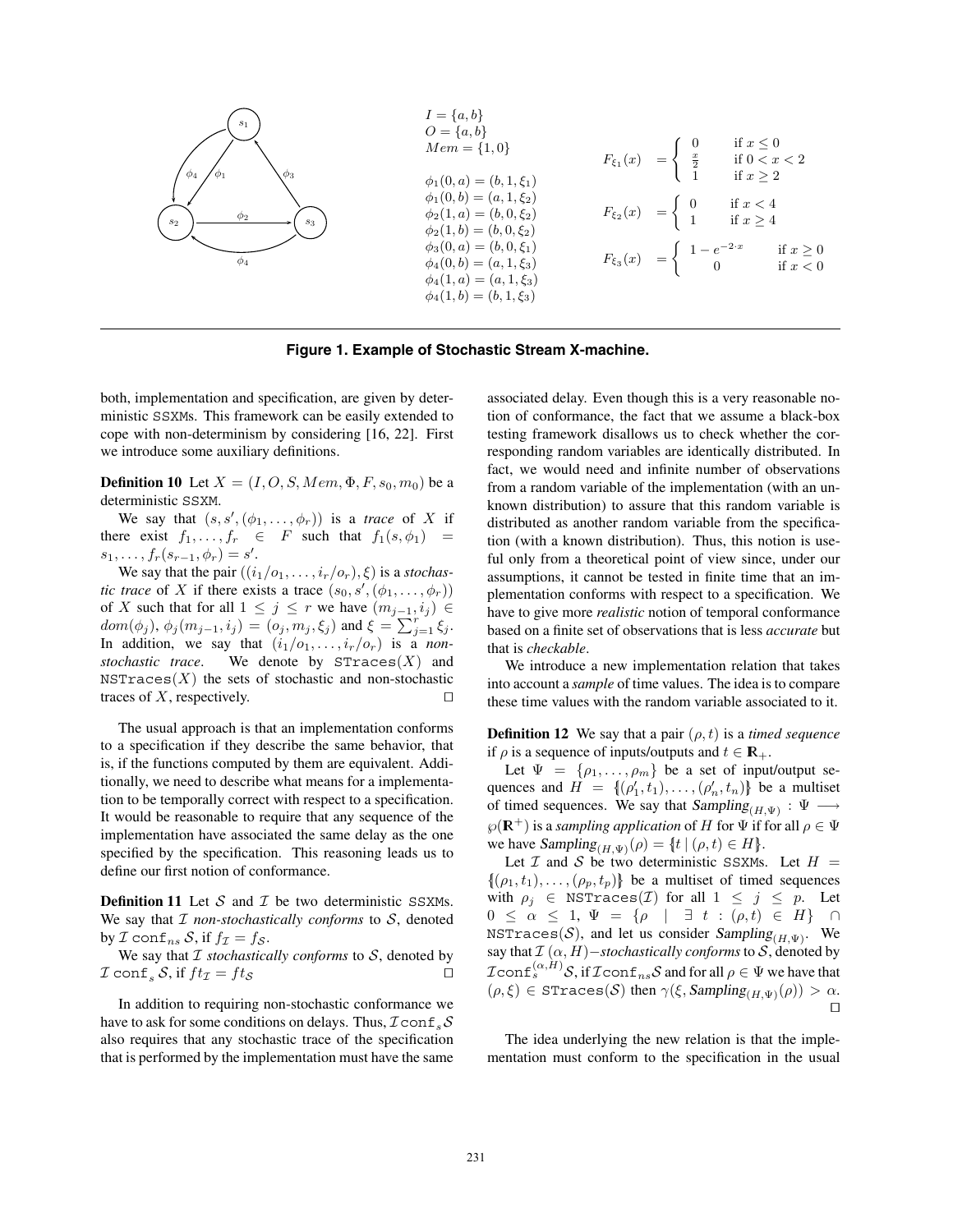$I = \{a, b\}$
$O = \{a, b\}$
$Mem = \{1, 0\}$

$\phi_1(0, a) = (b, 1, \xi_1)$
$\phi_1(0, b) = (a, 1, \xi_2)$
$\phi_2(1, a) = (b, 0, \xi_2)$
$\phi_2(1, b) = (b, 0, \xi_2)$
$\phi_3(0, a) = (b, 0, \xi_1)$
$\phi_4(0, b) = (a, 1, \xi_3)$
$\phi_4(1, a) = (a, 1, \xi_3)$
$\phi_4(1, b) = (b, 1, \xi_3)$

$$F_{\xi_1}(x) = \begin{cases} 0 & \text{if } x \leq 0 \\ \frac{x}{2} & \text{if } 0 < x < 2 \\ 1 & \text{if } x \geq 2 \end{cases}$$

$$F_{\xi_2}(x) = \begin{cases} 0 & \text{if } x < 4 \\ 1 & \text{if } x \geq 4 \end{cases}$$

$$F_{\xi_3}(x) = \begin{cases} 1 - e^{-2 \cdot x} & \text{if } x \geq 0 \\ 0 & \text{if } x < 0 \end{cases}$$

**Figure 1. Example of Stochastic Stream X-machine.**

both, implementation and specification, are given by deterministic SSXMs. This framework can be easily extended to cope with non-determinism by considering [16, 22]. First we introduce some auxiliary definitions.

**Definition 10** Let $X = (I, O, S, Mem, \Phi, F, s_0, m_0)$ be a deterministic SSXM.

We say that $(s, s', (\phi_1, \ldots, \phi_r))$ is a *trace* of $X$ if there exist $f_1, \ldots, f_r \in F$ such that $f_1(s, \phi_1) = s_1, \ldots, f_r(s_{r-1}, \phi_r) = s'$.

We say that the pair $((i_1/o_1, \ldots, i_r/o_r), \xi)$ is a *stochastic trace* of $X$ if there exists a trace $(s_0, s', (\phi_1, \ldots, \phi_r))$ of $X$ such that for all $1 \leq j \leq r$ we have $(m_{j-1}, i_j) \in dom(\phi_j)$, $\phi_j(m_{j-1}, i_j) = (o_j, m_j, \xi_j)$ and $\xi = \sum_{j=1}^{r} \xi_j$. In addition, we say that $(i_1/o_1, \ldots, i_r/o_r)$ is a *non-stochastic trace*. We denote by STraces$(X)$ and NSTraces$(X)$ the sets of stochastic and non-stochastic traces of $X$, respectively. □

The usual approach is that an implementation conforms to a specification if they describe the same behavior, that is, if the functions computed by them are equivalent. Additionally, we need to describe what means for a implementation to be temporally correct with respect to a specification. It would be reasonable to require that any sequence of the implementation have associated the same delay as the one specified by the specification. This reasoning leads us to define our first notion of conformance.

**Definition 11** Let $\mathcal{S}$ and $\mathcal{I}$ be two deterministic SSXMs. We say that $\mathcal{I}$ *non-stochastically conforms* to $\mathcal{S}$, denoted by $\mathcal{I}\ \mathtt{conf}_{ns}\ \mathcal{S}$, if $f_{\mathcal{I}} = f_{\mathcal{S}}$.

We say that $\mathcal{I}$ *stochastically conforms* to $\mathcal{S}$, denoted by $\mathcal{I}\ \mathtt{conf}_s\ \mathcal{S}$, if $ft_{\mathcal{I}} = ft_{\mathcal{S}}$ □

In addition to requiring non-stochastic conformance we have to ask for some conditions on delays. Thus, $\mathcal{I}\,\mathtt{conf}_s\,\mathcal{S}$ also requires that any stochastic trace of the specification that is performed by the implementation must have the same associated delay. Even though this is a very reasonable notion of conformance, the fact that we assume a black-box testing framework disallows us to check whether the corresponding random variables are identically distributed. In fact, we would need and infinite number of observations from a random variable of the implementation (with an unknown distribution) to assure that this random variable is distributed as another random variable from the specification (with a known distribution). Thus, this notion is useful only from a theoretical point of view since, under our assumptions, it cannot be tested in finite time that an implementation conforms with respect to a specification. We have to give more *realistic* notion of temporal conformance based on a finite set of observations that is less *accurate* but that is *checkable*.

We introduce a new implementation relation that takes into account a *sample* of time values. The idea is to compare these time values with the random variable associated to it.

**Definition 12** We say that a pair $(\rho, t)$ is a *timed sequence* if $\rho$ is a sequence of inputs/outputs and $t \in \mathbf{R}_+$.

Let $\Psi = \{\rho_1, \ldots, \rho_m\}$ be a set of input/output sequences and $H = \{\!|(\rho'_1, t_1), \ldots, (\rho'_n, t_n)|\!\}$ be a multiset of timed sequences. We say that $Sampling_{(H,\Psi)} : \Psi \longrightarrow \wp(\mathbf{R}^+)$ is a *sampling application* of $H$ for $\Psi$ if for all $\rho \in \Psi$ we have $Sampling_{(H,\Psi)}(\rho) = \{\!|t \mid (\rho, t) \in H|\!\}$.

Let $\mathcal{I}$ and $\mathcal{S}$ be two deterministic SSXMs. Let $H = \{\!|(\rho_1, t_1), \ldots, (\rho_p, t_p)|\!\}$ be a multiset of timed sequences with $\rho_j \in$ NSTraces$(\mathcal{I})$ for all $1 \leq j \leq p$. Let $0 \leq \alpha \leq 1$, $\Psi = \{\rho \mid \exists\ t : (\rho, t) \in H\} \cap$ NSTraces$(\mathcal{S})$, and let us consider $Sampling_{(H,\Psi)}$. We say that $\mathcal{I}$ $(\alpha, H)-$*stochastically conforms* to $\mathcal{S}$, denoted by $\mathcal{I}\mathtt{conf}_s^{(\alpha,H)}\mathcal{S}$, if $\mathcal{I}\mathtt{conf}_{ns}\mathcal{S}$ and for all $\rho \in \Psi$ we have that $(\rho, \xi) \in$ STraces$(\mathcal{S})$ then $\gamma(\xi, Sampling_{(H,\Psi)}(\rho)) > \alpha$. □

The idea underlying the new relation is that the implementation must conform to the specification in the usual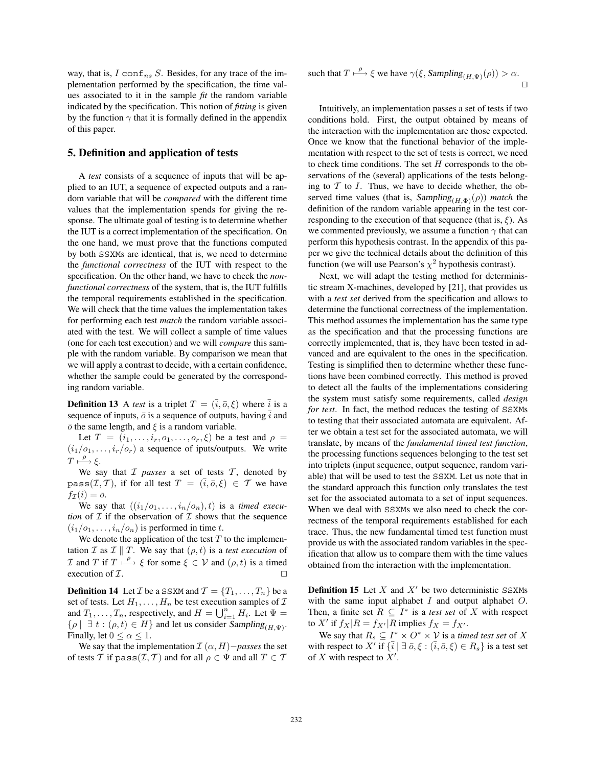way, that is, $I \ \mathtt{conf}_{ns}\ S$. Besides, for any trace of the implementation performed by the specification, the time values associated to it in the sample *fit* the random variable indicated by the specification. This notion of *fitting* is given by the function $\gamma$ that it is formally defined in the appendix of this paper.

## 5. Definition and application of tests

A *test* consists of a sequence of inputs that will be applied to an IUT, a sequence of expected outputs and a random variable that will be *compared* with the different time values that the implementation spends for giving the response. The ultimate goal of testing is to determine whether the IUT is a correct implementation of the specification. On the one hand, we must prove that the functions computed by both SSXMs are identical, that is, we need to determine the *functional correctness* of the IUT with respect to the specification. On the other hand, we have to check the *non-functional correctness* of the system, that is, the IUT fulfills the temporal requirements established in the specification. We will check that the time values the implementation takes for performing each test *match* the random variable associated with the test. We will collect a sample of time values (one for each test execution) and we will *compare* this sample with the random variable. By comparison we mean that we will apply a contrast to decide, with a certain confidence, whether the sample could be generated by the corresponding random variable.

**Definition 13** A *test* is a triplet $T = (\bar{i}, \bar{o}, \xi)$ where $\bar{i}$ is a sequence of inputs, $\bar{o}$ is a sequence of outputs, having $\bar{i}$ and $\bar{o}$ the same length, and $\xi$ is a random variable.

Let $T = (i_1, \ldots, i_r, o_1, \ldots, o_r, \xi)$ be a test and $\rho = (i_1/o_1, \ldots, i_r/o_r)$ a sequence of iputs/outputs. We write $T \overset{\rho}{\longmapsto} \xi$.

We say that $\mathcal{I}$ *passes* a set of tests $\mathcal{T}$, denoted by $\mathtt{pass}(\mathcal{I}, \mathcal{T})$, if for all test $T = (\bar{i}, \bar{o}, \xi) \in \mathcal{T}$ we have $f_{\mathcal{I}}(\bar{i}) = \bar{o}$.

We say that $((i_1/o_1, \ldots, i_n/o_n), t)$ is a *timed execution* of $\mathcal{I}$ if the observation of $\mathcal{I}$ shows that the sequence $(i_1/o_1, \ldots, i_n/o_n)$ is performed in time $t$.

We denote the application of the test $T$ to the implementation $\mathcal{I}$ as $\mathcal{I} \parallel T$. We say that $(\rho, t)$ is a *test execution* of $\mathcal{I}$ and $T$ if $T \overset{\rho}{\longmapsto} \xi$ for some $\xi \in \mathcal{V}$ and $(\rho, t)$ is a timed execution of $\mathcal{I}$. $\square$

**Definition 14** Let $\mathcal{I}$ be a SSXM and $\mathcal{T} = \{T_1, \ldots, T_n\}$ be a set of tests. Let $H_1, \ldots, H_n$ be test execution samples of $\mathcal{I}$ and $T_1, \ldots, T_n$, respectively, and $H = \bigcup_{i=1}^{n} H_i$. Let $\Psi = \{\rho \mid \exists\ t : (\rho, t) \in H\}$ and let us consider $\mathit{Sampling}_{(H,\Psi)}$. Finally, let $0 \leq \alpha \leq 1$.

We say that the implementation $\mathcal{I}$ $(\alpha, H)$*–passes* the set of tests $\mathcal{T}$ if $\mathtt{pass}(\mathcal{I}, \mathcal{T})$ and for all $\rho \in \Psi$ and all $T \in \mathcal{T}$ such that $T \overset{\rho}{\longmapsto} \xi$ we have $\gamma(\xi, \mathit{Sampling}_{(H,\Psi)}(\rho)) > \alpha$. $\square$

Intuitively, an implementation passes a set of tests if two conditions hold. First, the output obtained by means of the interaction with the implementation are those expected. Once we know that the functional behavior of the implementation with respect to the set of tests is correct, we need to check time conditions. The set $H$ corresponds to the observations of the (several) applications of the tests belonging to $\mathcal{T}$ to $I$. Thus, we have to decide whether, the observed time values (that is, $\mathit{Sampling}_{(H,\Phi)}(\rho)$) *match* the definition of the random variable appearing in the test corresponding to the execution of that sequence (that is, $\xi$). As we commented previously, we assume a function $\gamma$ that can perform this hypothesis contrast. In the appendix of this paper we give the technical details about the definition of this function (we will use Pearson's $\chi^2$ hypothesis contrast).

Next, we will adapt the testing method for deterministic stream X-machines, developed by [21], that provides us with a *test set* derived from the specification and allows to determine the functional correctness of the implementation. This method assumes the implementation has the same type as the specification and that the processing functions are correctly implemented, that is, they have been tested in advanced and are equivalent to the ones in the specification. Testing is simplified then to determine whether these functions have been combined correctly. This method is proved to detect all the faults of the implementations considering the system must satisfy some requirements, called *design for test*. In fact, the method reduces the testing of SSXMs to testing that their associated automata are equivalent. After we obtain a test set for the associated automata, we will translate, by means of the *fundamental timed test function*, the processing functions sequences belonging to the test set into triplets (input sequence, output sequence, random variable) that will be used to test the SSXM. Let us note that in the standard approach this function only translates the test set for the associated automata to a set of input sequences. When we deal with SSXMs we also need to check the correctness of the temporal requirements established for each trace. Thus, the new fundamental timed test function must provide us with the associated random variables in the specification that allow us to compare them with the time values obtained from the interaction with the implementation.

**Definition 15** Let $X$ and $X'$ be two deterministic SSXMs with the same input alphabet $I$ and output alphabet $O$. Then, a finite set $R \subseteq I^*$ is a *test set* of $X$ with respect to $X'$ if $f_X|R = f_{X'}|R$ implies $f_X = f_{X'}$.

We say that $R_s \subseteq I^* \times O^* \times \mathcal{V}$ is a *timed test set* of $X$ with respect to $X'$ if $\{\bar{i} \mid \exists\ \bar{o}, \xi : (\bar{i}, \bar{o}, \xi) \in R_s\}$ is a test set of $X$ with respect to $X'$.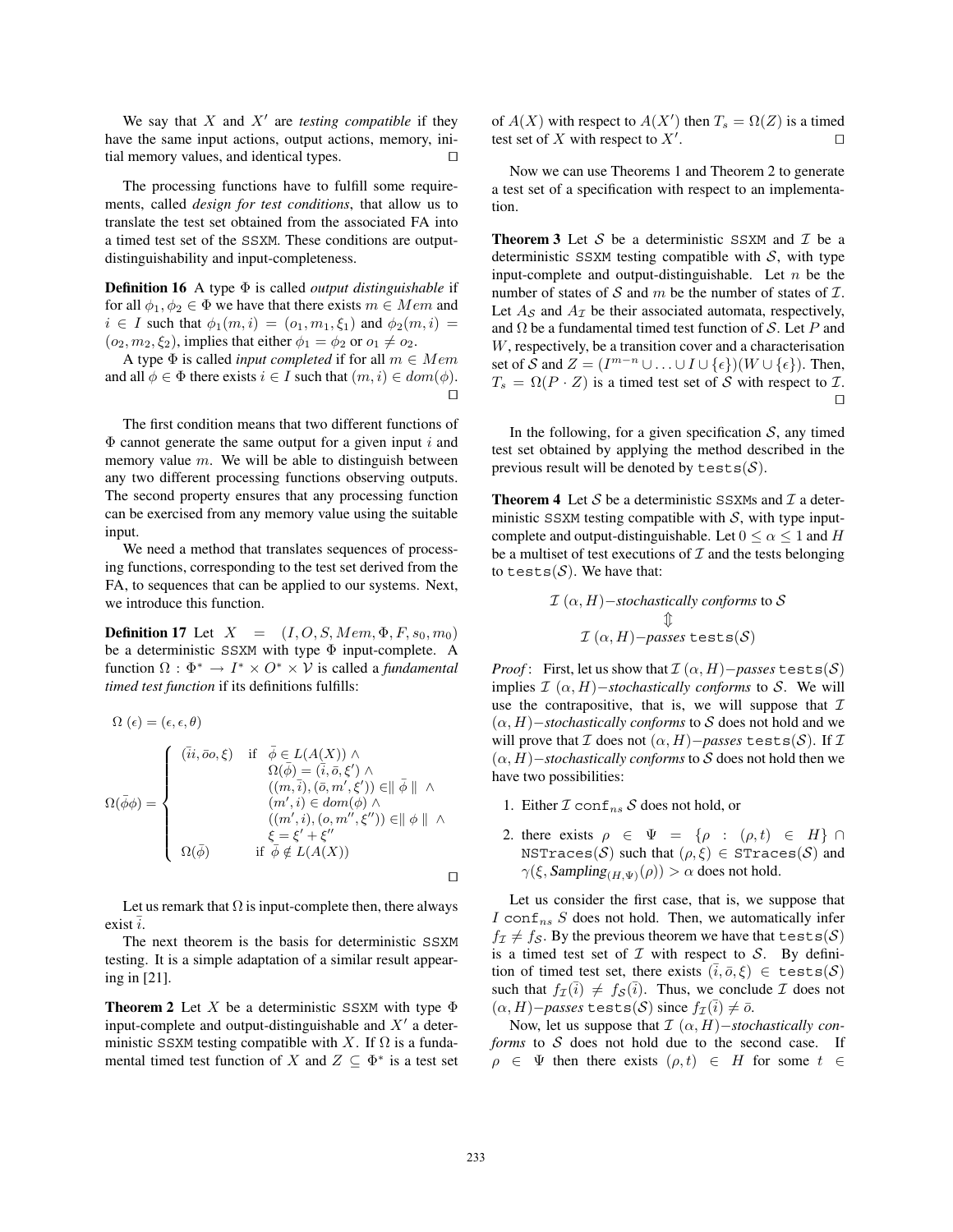We say that $X$ and $X'$ are *testing compatible* if they have the same input actions, output actions, memory, initial memory values, and identical types. □

The processing functions have to fulfill some requirements, called *design for test conditions*, that allow us to translate the test set obtained from the associated FA into a timed test set of the SSXM. These conditions are output-distinguishability and input-completeness.

**Definition 16** A type $\Phi$ is called *output distinguishable* if for all $\phi_1, \phi_2 \in \Phi$ we have that there exists $m \in Mem$ and $i \in I$ such that $\phi_1(m,i) = (o_1, m_1, \xi_1)$ and $\phi_2(m,i) = (o_2, m_2, \xi_2)$, implies that either $\phi_1 = \phi_2$ or $o_1 \neq o_2$.

A type $\Phi$ is called *input completed* if for all $m \in Mem$ and all $\phi \in \Phi$ there exists $i \in I$ such that $(m,i) \in dom(\phi)$. □

The first condition means that two different functions of $\Phi$ cannot generate the same output for a given input $i$ and memory value $m$. We will be able to distinguish between any two different processing functions observing outputs. The second property ensures that any processing function can be exercised from any memory value using the suitable input.

We need a method that translates sequences of processing functions, corresponding to the test set derived from the FA, to sequences that can be applied to our systems. Next, we introduce this function.

**Definition 17** Let $X = (I, O, S, Mem, \Phi, F, s_0, m_0)$ be a deterministic SSXM with type $\Phi$ input-complete. A function $\Omega : \Phi^* \rightarrow I^* \times O^* \times \mathcal{V}$ is called a *fundamental timed test function* if its definitions fulfills:

$$\Omega(\epsilon) = (\epsilon, \epsilon, \theta)$$

$$\Omega(\bar{\phi}\phi) = \begin{cases} (\bar{i}i, \bar{o}o, \xi) & \text{if } \bar{\phi} \in L(A(X)) \wedge \\ & \quad \Omega(\bar{\phi}) = (\bar{i}, \bar{o}, \xi') \wedge \\ & \quad ((m, \bar{i}), (\bar{o}, m', \xi')) \in \parallel \bar{\phi} \parallel \wedge \\ & \quad (m', i) \in dom(\phi) \wedge \\ & \quad ((m', i), (o, m'', \xi'')) \in \parallel \phi \parallel \wedge \\ & \quad \xi = \xi' + \xi'' \\ \Omega(\bar{\phi}) & \text{if } \bar{\phi} \notin L(A(X)) \end{cases}$$

□

Let us remark that $\Omega$ is input-complete then, there always exist $\bar{i}$.

The next theorem is the basis for deterministic SSXM testing. It is a simple adaptation of a similar result appearing in [21].

**Theorem 2** Let $X$ be a deterministic SSXM with type $\Phi$ input-complete and output-distinguishable and $X'$ a deterministic SSXM testing compatible with $X$. If $\Omega$ is a fundamental timed test function of $X$ and $Z \subseteq \Phi^*$ is a test set of $A(X)$ with respect to $A(X')$ then $T_s = \Omega(Z)$ is a timed test set of $X$ with respect to $X'$. □

Now we can use Theorems 1 and Theorem 2 to generate a test set of a specification with respect to an implementation.

**Theorem 3** Let $\mathcal{S}$ be a deterministic SSXM and $\mathcal{I}$ be a deterministic SSXM testing compatible with $\mathcal{S}$, with type input-complete and output-distinguishable. Let $n$ be the number of states of $\mathcal{S}$ and $m$ be the number of states of $\mathcal{I}$. Let $A_{\mathcal{S}}$ and $A_{\mathcal{I}}$ be their associated automata, respectively, and $\Omega$ be a fundamental timed test function of $\mathcal{S}$. Let $P$ and $W$, respectively, be a transition cover and a characterisation set of $\mathcal{S}$ and $Z = (I^{m-n} \cup \ldots \cup I \cup \{\epsilon\})(W \cup \{\epsilon\})$. Then, $T_s = \Omega(P \cdot Z)$ is a timed test set of $\mathcal{S}$ with respect to $\mathcal{I}$. □

In the following, for a given specification $\mathcal{S}$, any timed test set obtained by applying the method described in the previous result will be denoted by $\texttt{tests}(\mathcal{S})$.

**Theorem 4** Let $\mathcal{S}$ be a deterministic SSXMs and $\mathcal{I}$ a deterministic SSXM testing compatible with $\mathcal{S}$, with type input-complete and output-distinguishable. Let $0 \leq \alpha \leq 1$ and $H$ be a multiset of test executions of $\mathcal{I}$ and the tests belonging to $\texttt{tests}(\mathcal{S})$. We have that:

$$\mathcal{I}\ (\alpha, H)-\textit{stochastically conforms} \text{ to } \mathcal{S}$$
$$\Updownarrow$$
$$\mathcal{I}\ (\alpha, H)-\textit{passes}\ \texttt{tests}(\mathcal{S})$$

*Proof*: First, let us show that $\mathcal{I}\ (\alpha, H)-$*passes* $\texttt{tests}(\mathcal{S})$ implies $\mathcal{I}\ (\alpha, H)-$*stochastically conforms* to $\mathcal{S}$. We will use the contrapositive, that is, we will suppose that $\mathcal{I}\ (\alpha, H)-$*stochastically conforms* to $\mathcal{S}$ does not hold and we will prove that $\mathcal{I}$ does not $(\alpha, H)-$*passes* $\texttt{tests}(\mathcal{S})$. If $\mathcal{I}\ (\alpha, H)-$*stochastically conforms* to $\mathcal{S}$ does not hold then we have two possibilities:

1. Either $\mathcal{I}\ \texttt{conf}_{ns}\ \mathcal{S}$ does not hold, or
2. there exists $\rho \in \Psi = \{\rho : (\rho, t) \in H\} \cap \texttt{NSTraces}(\mathcal{S})$ such that $(\rho, \xi) \in \texttt{STraces}(\mathcal{S})$ and $\gamma(\xi, \text{Sampling}_{(H,\Psi)}(\rho)) > \alpha$ does not hold.

Let us consider the first case, that is, we suppose that $I\ \texttt{conf}_{ns}\ S$ does not hold. Then, we automatically infer $f_{\mathcal{I}} \neq f_{\mathcal{S}}$. By the previous theorem we have that $\texttt{tests}(\mathcal{S})$ is a timed test set of $\mathcal{I}$ with respect to $\mathcal{S}$. By definition of timed test set, there exists $(\bar{i}, \bar{o}, \xi) \in \texttt{tests}(\mathcal{S})$ such that $f_{\mathcal{I}}(\bar{i}) \neq f_{\mathcal{S}}(\bar{i})$. Thus, we conclude $\mathcal{I}$ does not $(\alpha, H)-$*passes* $\texttt{tests}(\mathcal{S})$ since $f_{\mathcal{I}}(\bar{i}) \neq \bar{o}$.

Now, let us suppose that $\mathcal{I}\ (\alpha, H)-$*stochastically conforms* to $\mathcal{S}$ does not hold due to the second case. If $\rho \in \Psi$ then there exists $(\rho, t) \in H$ for some $t \in$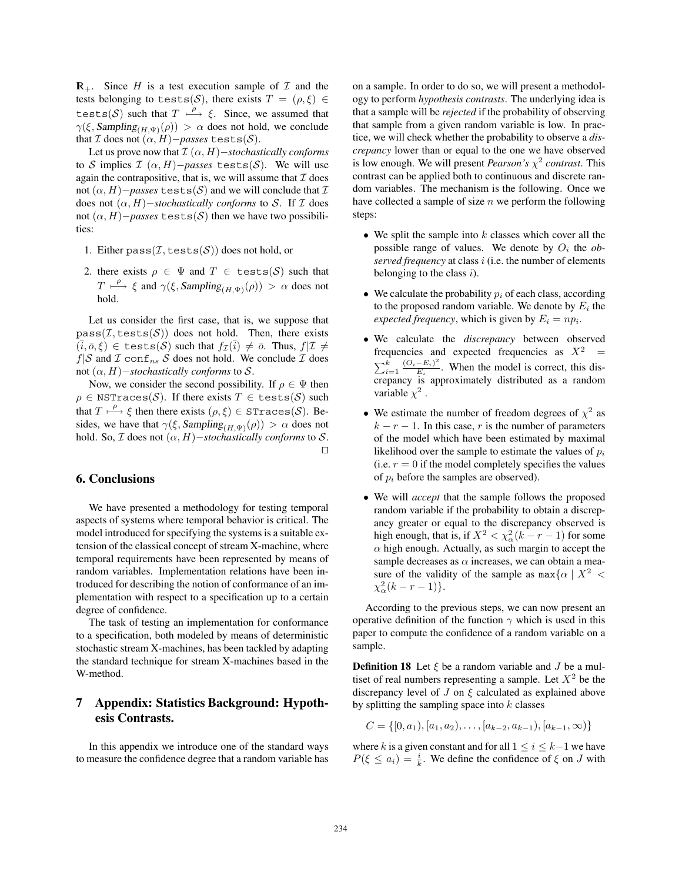$\mathbf{R}_+$. Since $H$ is a test execution sample of $\mathcal{I}$ and the tests belonging to $\texttt{tests}(\mathcal{S})$, there exists $T = (\rho, \xi) \in \texttt{tests}(\mathcal{S})$ such that $T \overset{\rho}{\longmapsto} \xi$. Since, we assumed that $\gamma(\xi, \textit{Sampling}_{(H,\Psi)}(\rho)) > \alpha$ does not hold, we conclude that $\mathcal{I}$ does not $(\alpha, H)-$*passes* $\texttt{tests}(\mathcal{S})$.

Let us prove now that $\mathcal{I}$ $(\alpha, H)-$*stochastically conforms* to $\mathcal{S}$ implies $\mathcal{I}$ $(\alpha, H)-$*passes* $\texttt{tests}(\mathcal{S})$. We will use again the contrapositive, that is, we will assume that $\mathcal{I}$ does not $(\alpha, H)-$*passes* $\texttt{tests}(\mathcal{S})$ and we will conclude that $\mathcal{I}$ does not $(\alpha, H)-$*stochastically conforms* to $\mathcal{S}$. If $\mathcal{I}$ does not $(\alpha, H)-$*passes* $\texttt{tests}(\mathcal{S})$ then we have two possibilities:

1. Either $\texttt{pass}(\mathcal{I}, \texttt{tests}(\mathcal{S}))$ does not hold, or
2. there exists $\rho \in \Psi$ and $T \in \texttt{tests}(\mathcal{S})$ such that $T \overset{\rho}{\longmapsto} \xi$ and $\gamma(\xi, \textit{Sampling}_{(H,\Psi)}(\rho)) > \alpha$ does not hold.

Let us consider the first case, that is, we suppose that $\texttt{pass}(\mathcal{I}, \texttt{tests}(\mathcal{S}))$ does not hold. Then, there exists $(\bar{i}, \bar{o}, \xi) \in \texttt{tests}(\mathcal{S})$ such that $f_{\mathcal{I}}(\bar{i}) \neq \bar{o}$. Thus, $f|\mathcal{I} \neq f|\mathcal{S}$ and $\mathcal{I}$ $\texttt{conf}_{ns}$ $\mathcal{S}$ does not hold. We conclude $\mathcal{I}$ does not $(\alpha, H)-$*stochastically conforms* to $\mathcal{S}$.

Now, we consider the second possibility. If $\rho \in \Psi$ then $\rho \in \texttt{NSTraces}(\mathcal{S})$. If there exists $T \in \texttt{tests}(\mathcal{S})$ such that $T \overset{\rho}{\longmapsto} \xi$ then there exists $(\rho, \xi) \in \texttt{STraces}(\mathcal{S})$. Besides, we have that $\gamma(\xi, \textit{Sampling}_{(H,\Psi)}(\rho)) > \alpha$ does not hold. So, $\mathcal{I}$ does not $(\alpha, H)-$*stochastically conforms* to $\mathcal{S}$. □

## 6. Conclusions

We have presented a methodology for testing temporal aspects of systems where temporal behavior is critical. The model introduced for specifying the systems is a suitable extension of the classical concept of stream X-machine, where temporal requirements have been represented by means of random variables. Implementation relations have been introduced for describing the notion of conformance of an implementation with respect to a specification up to a certain degree of confidence.

The task of testing an implementation for conformance to a specification, both modeled by means of deterministic stochastic stream X-machines, has been tackled by adapting the standard technique for stream X-machines based in the W-method.

## 7 Appendix: Statistics Background: Hypothesis Contrasts.

In this appendix we introduce one of the standard ways to measure the confidence degree that a random variable has on a sample. In order to do so, we will present a methodology to perform *hypothesis contrasts*. The underlying idea is that a sample will be *rejected* if the probability of observing that sample from a given random variable is low. In practice, we will check whether the probability to observe a *discrepancy* lower than or equal to the one we have observed is low enough. We will present *Pearson's* $\chi^2$ *contrast*. This contrast can be applied both to continuous and discrete random variables. The mechanism is the following. Once we have collected a sample of size $n$ we perform the following steps:

- We split the sample into $k$ classes which cover all the possible range of values. We denote by $O_i$ the *observed frequency* at class $i$ (i.e. the number of elements belonging to the class $i$).
- We calculate the probability $p_i$ of each class, according to the proposed random variable. We denote by $E_i$ the *expected frequency*, which is given by $E_i = np_i$.
- We calculate the *discrepancy* between observed frequencies and expected frequencies as $X^2 = \sum_{i=1}^{k} \frac{(O_i - E_i)^2}{E_i}$. When the model is correct, this discrepancy is approximately distributed as a random variable $\chi^2$.
- We estimate the number of freedom degrees of $\chi^2$ as $k - r - 1$. In this case, $r$ is the number of parameters of the model which have been estimated by maximal likelihood over the sample to estimate the values of $p_i$ (i.e. $r = 0$ if the model completely specifies the values of $p_i$ before the samples are observed).
- We will *accept* that the sample follows the proposed random variable if the probability to obtain a discrepancy greater or equal to the discrepancy observed is high enough, that is, if $X^2 < \chi^2_\alpha(k - r - 1)$ for some $\alpha$ high enough. Actually, as such margin to accept the sample decreases as $\alpha$ increases, we can obtain a measure of the validity of the sample as $\texttt{max}\{\alpha \mid X^2 < \chi^2_\alpha(k - r - 1)\}$.

According to the previous steps, we can now present an operative definition of the function $\gamma$ which is used in this paper to compute the confidence of a random variable on a sample.

**Definition 18** Let $\xi$ be a random variable and $J$ be a multiset of real numbers representing a sample. Let $X^2$ be the discrepancy level of $J$ on $\xi$ calculated as explained above by splitting the sampling space into $k$ classes

$$C = \{[0, a_1), [a_1, a_2), \ldots, [a_{k-2}, a_{k-1}), [a_{k-1}, \infty)\}$$

where $k$ is a given constant and for all $1 \leq i \leq k-1$ we have $P(\xi \leq a_i) = \frac{i}{k}$. We define the confidence of $\xi$ on $J$ with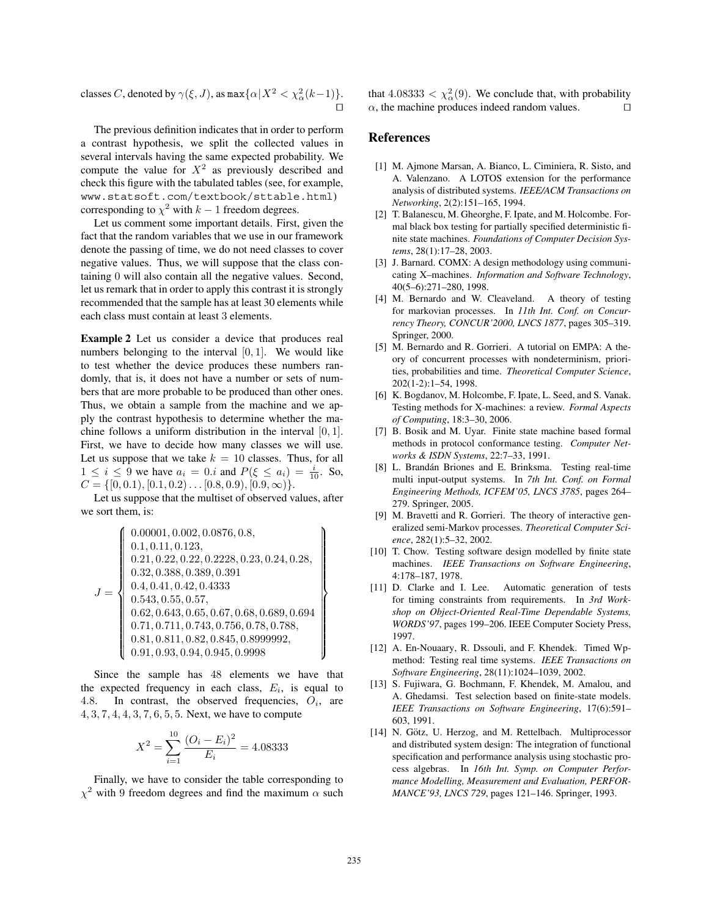classes $C$, denoted by $\gamma(\xi, J)$, as $\max\{\alpha | X^2 < \chi^2_\alpha(k-1)\}$. □

The previous definition indicates that in order to perform a contrast hypothesis, we split the collected values in several intervals having the same expected probability. We compute the value for $X^2$ as previously described and check this figure with the tabulated tables (see, for example, www.statsoft.com/textbook/sttable.html) corresponding to $\chi^2$ with $k-1$ freedom degrees.

Let us comment some important details. First, given the fact that the random variables that we use in our framework denote the passing of time, we do not need classes to cover negative values. Thus, we will suppose that the class containing 0 will also contain all the negative values. Second, let us remark that in order to apply this contrast it is strongly recommended that the sample has at least 30 elements while each class must contain at least 3 elements.

**Example 2** Let us consider a device that produces real numbers belonging to the interval $[0, 1]$. We would like to test whether the device produces these numbers randomly, that is, it does not have a number or sets of numbers that are more probable to be produced than other ones. Thus, we obtain a sample from the machine and we apply the contrast hypothesis to determine whether the machine follows a uniform distribution in the interval $[0, 1]$. First, we have to decide how many classes we will use. Let us suppose that we take $k = 10$ classes. Thus, for all $1 \leq i \leq 9$ we have $a_i = 0.i$ and $P(\xi \leq a_i) = \frac{i}{10}$. So, $C = \{[0, 0.1), [0.1, 0.2) \ldots [0.8, 0.9), [0.9, \infty)\}$.

Let us suppose that the multiset of observed values, after we sort them, is:

$$J = \left\{ \begin{array}{l} 0.00001, 0.002, 0.0876, 0.8, \\ 0.1, 0.11, 0.123, \\ 0.21, 0.22, 0.22, 0.2228, 0.23, 0.24, 0.28, \\ 0.32, 0.388, 0.389, 0.391 \\ 0.4, 0.41, 0.42, 0.4333 \\ 0.543, 0.55, 0.57, \\ 0.62, 0.643, 0.65, 0.67, 0.68, 0.689, 0.694 \\ 0.71, 0.711, 0.743, 0.756, 0.78, 0.788, \\ 0.81, 0.811, 0.82, 0.845, 0.8999992, \\ 0.91, 0.93, 0.94, 0.945, 0.9998 \end{array} \right\}$$

Since the sample has 48 elements we have that the expected frequency in each class, $E_i$, is equal to 4.8. In contrast, the observed frequencies, $O_i$, are 4, 3, 7, 4, 4, 3, 7, 6, 5, 5. Next, we have to compute

$$X^2 = \sum_{i=1}^{10} \frac{(O_i - E_i)^2}{E_i} = 4.08333$$

Finally, we have to consider the table corresponding to $\chi^2$ with 9 freedom degrees and find the maximum $\alpha$ such that $4.08333 < \chi^2_\alpha(9)$. We conclude that, with probability $\alpha$, the machine produces indeed random values. □

## References

[1] M. Ajmone Marsan, A. Bianco, L. Ciminiera, R. Sisto, and A. Valenzano. A LOTOS extension for the performance analysis of distributed systems. *IEEE/ACM Transactions on Networking*, 2(2):151–165, 1994.

[2] T. Balanescu, M. Gheorghe, F. Ipate, and M. Holcombe. Formal black box testing for partially specified deterministic finite state machines. *Foundations of Computer Decision Systems*, 28(1):17–28, 2003.

[3] J. Barnard. COMX: A design methodology using communicating X–machines. *Information and Software Technology*, 40(5–6):271–280, 1998.

[4] M. Bernardo and W. Cleaveland. A theory of testing for markovian processes. In *11th Int. Conf. on Concurrency Theory, CONCUR'2000, LNCS 1877*, pages 305–319. Springer, 2000.

[5] M. Bernardo and R. Gorrieri. A tutorial on EMPA: A theory of concurrent processes with nondeterminism, priorities, probabilities and time. *Theoretical Computer Science*, 202(1-2):1–54, 1998.

[6] K. Bogdanov, M. Holcombe, F. Ipate, L. Seed, and S. Vanak. Testing methods for X-machines: a review. *Formal Aspects of Computing*, 18:3–30, 2006.

[7] B. Bosik and M. Uyar. Finite state machine based formal methods in protocol conformance testing. *Computer Networks & ISDN Systems*, 22:7–33, 1991.

[8] L. Brandán Briones and E. Brinksma. Testing real-time multi input-output systems. In *7th Int. Conf. on Formal Engineering Methods, ICFEM'05, LNCS 3785*, pages 264–279. Springer, 2005.

[9] M. Bravetti and R. Gorrieri. The theory of interactive generalized semi-Markov processes. *Theoretical Computer Science*, 282(1):5–32, 2002.

[10] T. Chow. Testing software design modelled by finite state machines. *IEEE Transactions on Software Engineering*, 4:178–187, 1978.

[11] D. Clarke and I. Lee. Automatic generation of tests for timing constraints from requirements. In *3rd Workshop on Object-Oriented Real-Time Dependable Systems, WORDS'97*, pages 199–206. IEEE Computer Society Press, 1997.

[12] A. En-Nouaary, R. Dssouli, and F. Khendek. Timed Wp-method: Testing real time systems. *IEEE Transactions on Software Engineering*, 28(11):1024–1039, 2002.

[13] S. Fujiwara, G. Bochmann, F. Khendek, M. Amalou, and A. Ghedamsi. Test selection based on finite-state models. *IEEE Transactions on Software Engineering*, 17(6):591–603, 1991.

[14] N. Götz, U. Herzog, and M. Rettelbach. Multiprocessor and distributed system design: The integration of functional specification and performance analysis using stochastic process algebras. In *16th Int. Symp. on Computer Performance Modelling, Measurement and Evaluation, PERFORMANCE'93, LNCS 729*, pages 121–146. Springer, 1993.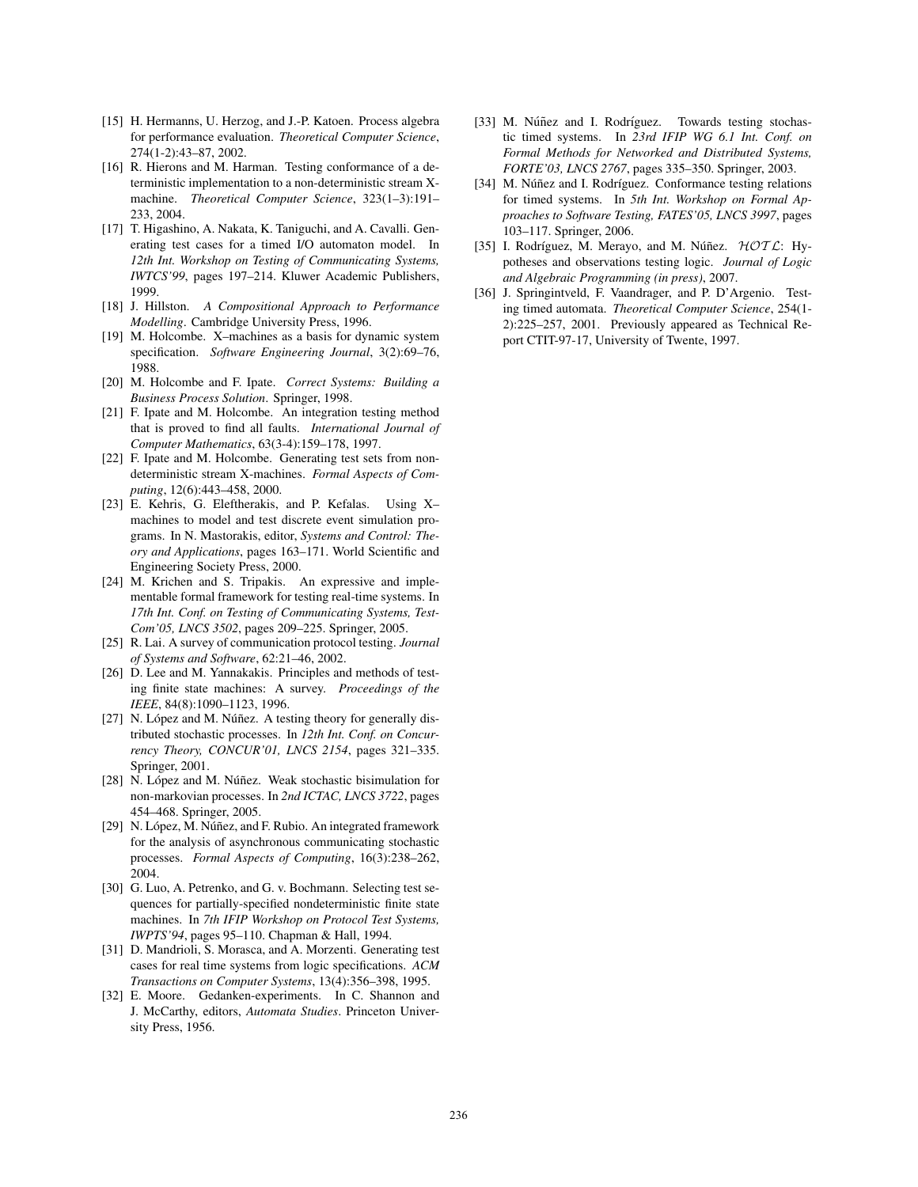[15] H. Hermanns, U. Herzog, and J.-P. Katoen. Process algebra for performance evaluation. *Theoretical Computer Science*, 274(1-2):43–87, 2002.

[16] R. Hierons and M. Harman. Testing conformance of a deterministic implementation to a non-deterministic stream X-machine. *Theoretical Computer Science*, 323(1–3):191–233, 2004.

[17] T. Higashino, A. Nakata, K. Taniguchi, and A. Cavalli. Generating test cases for a timed I/O automaton model. In *12th Int. Workshop on Testing of Communicating Systems, IWTCS'99*, pages 197–214. Kluwer Academic Publishers, 1999.

[18] J. Hillston. *A Compositional Approach to Performance Modelling*. Cambridge University Press, 1996.

[19] M. Holcombe. X–machines as a basis for dynamic system specification. *Software Engineering Journal*, 3(2):69–76, 1988.

[20] M. Holcombe and F. Ipate. *Correct Systems: Building a Business Process Solution*. Springer, 1998.

[21] F. Ipate and M. Holcombe. An integration testing method that is proved to find all faults. *International Journal of Computer Mathematics*, 63(3-4):159–178, 1997.

[22] F. Ipate and M. Holcombe. Generating test sets from non-deterministic stream X-machines. *Formal Aspects of Computing*, 12(6):443–458, 2000.

[23] E. Kehris, G. Eleftherakis, and P. Kefalas. Using X–machines to model and test discrete event simulation programs. In N. Mastorakis, editor, *Systems and Control: Theory and Applications*, pages 163–171. World Scientific and Engineering Society Press, 2000.

[24] M. Krichen and S. Tripakis. An expressive and implementable formal framework for testing real-time systems. In *17th Int. Conf. on Testing of Communicating Systems, TestCom'05, LNCS 3502*, pages 209–225. Springer, 2005.

[25] R. Lai. A survey of communication protocol testing. *Journal of Systems and Software*, 62:21–46, 2002.

[26] D. Lee and M. Yannakakis. Principles and methods of testing finite state machines: A survey. *Proceedings of the IEEE*, 84(8):1090–1123, 1996.

[27] N. López and M. Núñez. A testing theory for generally distributed stochastic processes. In *12th Int. Conf. on Concurrency Theory, CONCUR'01, LNCS 2154*, pages 321–335. Springer, 2001.

[28] N. López and M. Núñez. Weak stochastic bisimulation for non-markovian processes. In *2nd ICTAC, LNCS 3722*, pages 454–468. Springer, 2005.

[29] N. López, M. Núñez, and F. Rubio. An integrated framework for the analysis of asynchronous communicating stochastic processes. *Formal Aspects of Computing*, 16(3):238–262, 2004.

[30] G. Luo, A. Petrenko, and G. v. Bochmann. Selecting test sequences for partially-specified nondeterministic finite state machines. In *7th IFIP Workshop on Protocol Test Systems, IWPTS'94*, pages 95–110. Chapman & Hall, 1994.

[31] D. Mandrioli, S. Morasca, and A. Morzenti. Generating test cases for real time systems from logic specifications. *ACM Transactions on Computer Systems*, 13(4):356–398, 1995.

[32] E. Moore. Gedanken-experiments. In C. Shannon and J. McCarthy, editors, *Automata Studies*. Princeton University Press, 1956.

[33] M. Núñez and I. Rodríguez. Towards testing stochastic timed systems. In *23rd IFIP WG 6.1 Int. Conf. on Formal Methods for Networked and Distributed Systems, FORTE'03, LNCS 2767*, pages 335–350. Springer, 2003.

[34] M. Núñez and I. Rodríguez. Conformance testing relations for timed systems. In *5th Int. Workshop on Formal Approaches to Software Testing, FATES'05, LNCS 3997*, pages 103–117. Springer, 2006.

[35] I. Rodríguez, M. Merayo, and M. Núñez. $\mathcal{HOTL}$: Hypotheses and observations testing logic. *Journal of Logic and Algebraic Programming (in press)*, 2007.

[36] J. Springintveld, F. Vaandrager, and P. D'Argenio. Testing timed automata. *Theoretical Computer Science*, 254(1-2):225–257, 2001. Previously appeared as Technical Report CTIT-97-17, University of Twente, 1997.